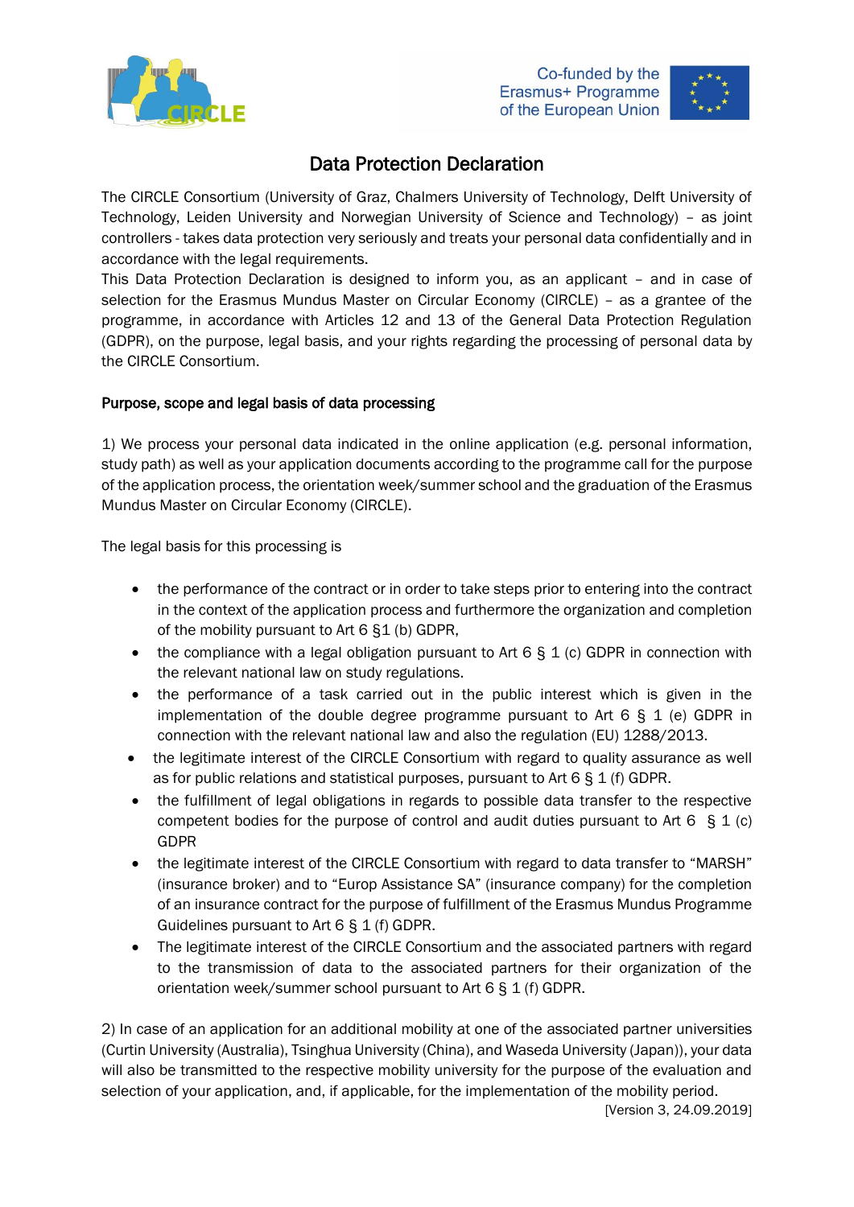# Data Protection Declaration

The CIRCLE Consortium (University of Graz, Chalmers University of Technology, Delft University of Technology, Leiden University and Norwegian University of Science and Technology) – as joint controllers - takes data protection very seriously and treats your personal data confidentially and in accordance with the legal requirements.

This Data Protection Declaration is designed to inform you, as an applicant – and in case of selection for the Erasmus Mundus Master on Circular Economy (CIRCLE) – as a grantee of the programme, in accordance with Articles 12 and 13 of the General Data Protection Regulation (GDPR), on the purpose, legal basis, and your rights regarding the processing of personal data by the CIRCLE Consortium.

## Purpose, scope and legal basis of data processing

1) We process your personal data indicated in the online application (e.g. personal information, study path) as well as your application documents according to the programme call for the purpose of the application process, the orientation week/summer school and the graduation of the Erasmus Mundus Master on Circular Economy (CIRCLE).

The legal basis for this processing is

- the performance of the contract or in order to take steps prior to entering into the contract in the context of the application process and furthermore the organization and completion of the mobility pursuant to Art 6 §1 (b) GDPR,
- the compliance with a legal obligation pursuant to Art 6 § 1 (c) GDPR in connection with the relevant national law on study regulations.
- the performance of a task carried out in the public interest which is given in the implementation of the double degree programme pursuant to Art 6 § 1 (e) GDPR in connection with the relevant national law and also the regulation (EU) 1288/2013.
- the legitimate interest of the CIRCLE Consortium with regard to quality assurance as well as for public relations and statistical purposes, pursuant to Art 6 § 1 (f) GDPR.
- the fulfillment of legal obligations in regards to possible data transfer to the respective competent bodies for the purpose of control and audit duties pursuant to Art 6 § 1 (c) GDPR
- the legitimate interest of the CIRCLE Consortium with regard to data transfer to "MARSH" (insurance broker) and to "Europ Assistance SA" (insurance company) for the completion of an insurance contract for the purpose of fulfillment of the Erasmus Mundus Programme Guidelines pursuant to Art 6 § 1 (f) GDPR.
- The legitimate interest of the CIRCLE Consortium and the associated partners with regard to the transmission of data to the associated partners for their organization of the orientation week/summer school pursuant to Art 6 § 1 (f) GDPR.

2) In case of an application for an additional mobility at one of the associated partner universities (Curtin University (Australia), Tsinghua University (China), and Waseda University (Japan)), your data will also be transmitted to the respective mobility university for the purpose of the evaluation and selection of your application, and, if applicable, for the implementation of the mobility period.

[Version 3, 24.09.2019]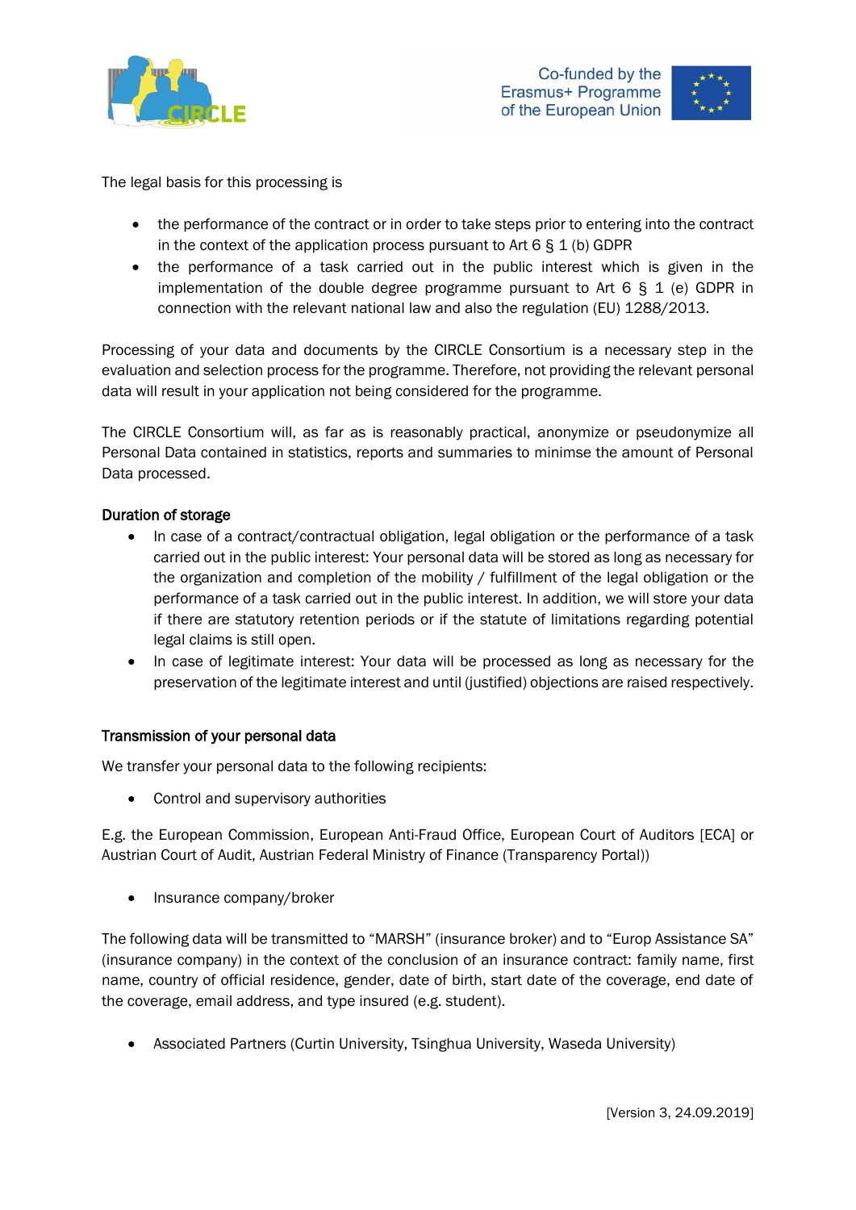The legal basis for this processing is

- the performance of the contract or in order to take steps prior to entering into the contract in the context of the application process pursuant to Art 6 § 1 (b) GDPR
- the performance of a task carried out in the public interest which is given in the implementation of the double degree programme pursuant to Art 6 § 1 (e) GDPR in connection with the relevant national law and also the regulation (EU) 1288/2013.

Processing of your data and documents by the CIRCLE Consortium is a necessary step in the evaluation and selection process for the programme. Therefore, not providing the relevant personal data will result in your application not being considered for the programme.

The CIRCLE Consortium will, as far as is reasonably practical, anonymize or pseudonymize all Personal Data contained in statistics, reports and summaries to minimse the amount of Personal Data processed.

### Duration of storage

- In case of a contract/contractual obligation, legal obligation or the performance of a task carried out in the public interest: Your personal data will be stored as long as necessary for the organization and completion of the mobility / fulfillment of the legal obligation or the performance of a task carried out in the public interest. In addition, we will store your data if there are statutory retention periods or if the statute of limitations regarding potential legal claims is still open.
- In case of legitimate interest: Your data will be processed as long as necessary for the preservation of the legitimate interest and until (justified) objections are raised respectively.

### Transmission of your personal data

We transfer your personal data to the following recipients:

- Control and supervisory authorities

E.g. the European Commission, European Anti-Fraud Office, European Court of Auditors [ECA] or Austrian Court of Audit, Austrian Federal Ministry of Finance (Transparency Portal))

- Insurance company/broker

The following data will be transmitted to "MARSH" (insurance broker) and to "Europ Assistance SA" (insurance company) in the context of the conclusion of an insurance contract: family name, first name, country of official residence, gender, date of birth, start date of the coverage, end date of the coverage, email address, and type insured (e.g. student).

- Associated Partners (Curtin University, Tsinghua University, Waseda University)

[Version 3, 24.09.2019]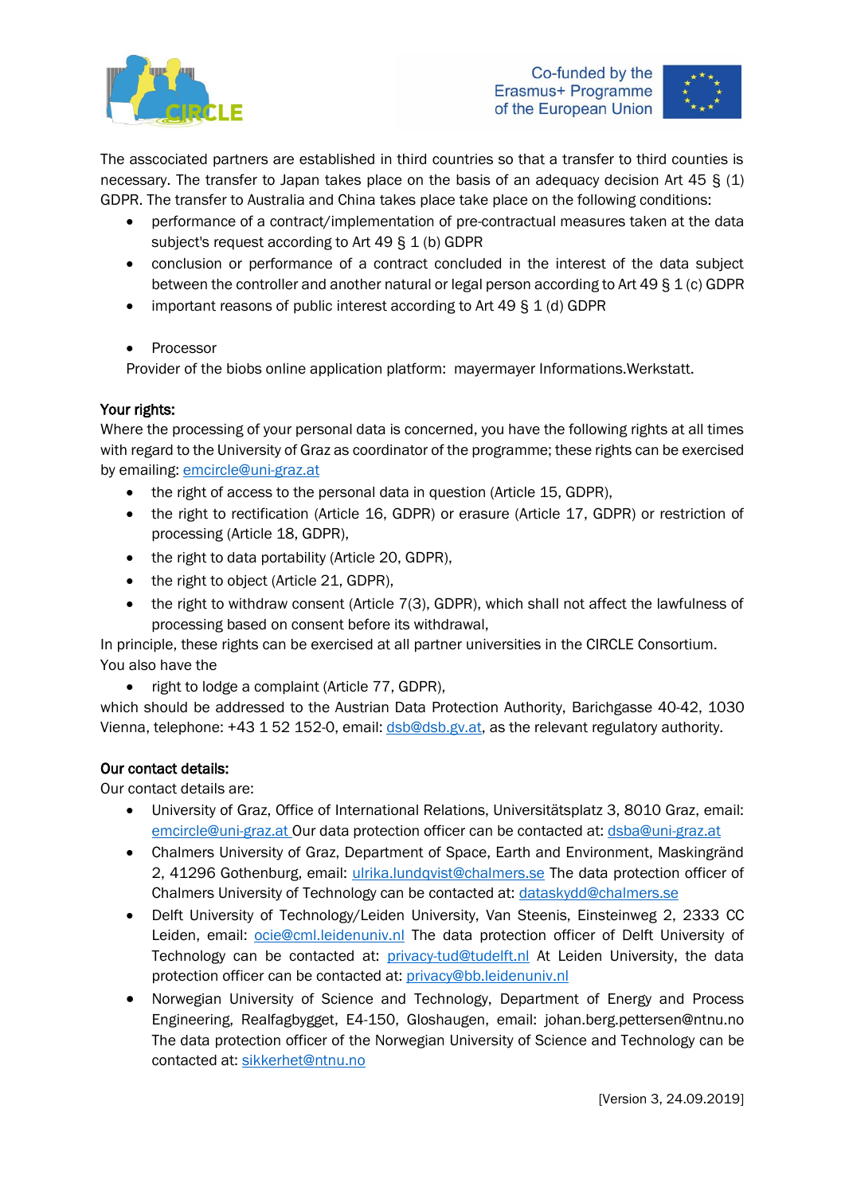The asscociated partners are established in third countries so that a transfer to third counties is necessary. The transfer to Japan takes place on the basis of an adequacy decision Art 45 § (1) GDPR. The transfer to Australia and China takes place take place on the following conditions:

- performance of a contract/implementation of pre-contractual measures taken at the data subject's request according to Art 49 § 1 (b) GDPR
- conclusion or performance of a contract concluded in the interest of the data subject between the controller and another natural or legal person according to Art 49 § 1 (c) GDPR
- important reasons of public interest according to Art 49 § 1 (d) GDPR

- Processor

Provider of the biobs online application platform: mayermayer Informations.Werkstatt.

**Your rights:**

Where the processing of your personal data is concerned, you have the following rights at all times with regard to the University of Graz as coordinator of the programme; these rights can be exercised by emailing: emcircle@uni-graz.at

- the right of access to the personal data in question (Article 15, GDPR),
- the right to rectification (Article 16, GDPR) or erasure (Article 17, GDPR) or restriction of processing (Article 18, GDPR),
- the right to data portability (Article 20, GDPR),
- the right to object (Article 21, GDPR),
- the right to withdraw consent (Article 7(3), GDPR), which shall not affect the lawfulness of processing based on consent before its withdrawal,

In principle, these rights can be exercised at all partner universities in the CIRCLE Consortium.

You also have the

- right to lodge a complaint (Article 77, GDPR),

which should be addressed to the Austrian Data Protection Authority, Barichgasse 40-42, 1030 Vienna, telephone: +43 1 52 152-0, email: dsb@dsb.gv.at, as the relevant regulatory authority.

**Our contact details:**

Our contact details are:

- University of Graz, Office of International Relations, Universitätsplatz 3, 8010 Graz, email: emcircle@uni-graz.at Our data protection officer can be contacted at: dsba@uni-graz.at
- Chalmers University of Graz, Department of Space, Earth and Environment, Maskingränd 2, 41296 Gothenburg, email: ulrika.lundqvist@chalmers.se The data protection officer of Chalmers University of Technology can be contacted at: dataskydd@chalmers.se
- Delft University of Technology/Leiden University, Van Steenis, Einsteinweg 2, 2333 CC Leiden, email: ocie@cml.leidenuniv.nl The data protection officer of Delft University of Technology can be contacted at: privacy-tud@tudelft.nl At Leiden University, the data protection officer can be contacted at: privacy@bb.leidenuniv.nl
- Norwegian University of Science and Technology, Department of Energy and Process Engineering, Realfagbygget, E4-150, Gloshaugen, email: johan.berg.pettersen@ntnu.no The data protection officer of the Norwegian University of Science and Technology can be contacted at: sikkerhet@ntnu.no

[Version 3, 24.09.2019]